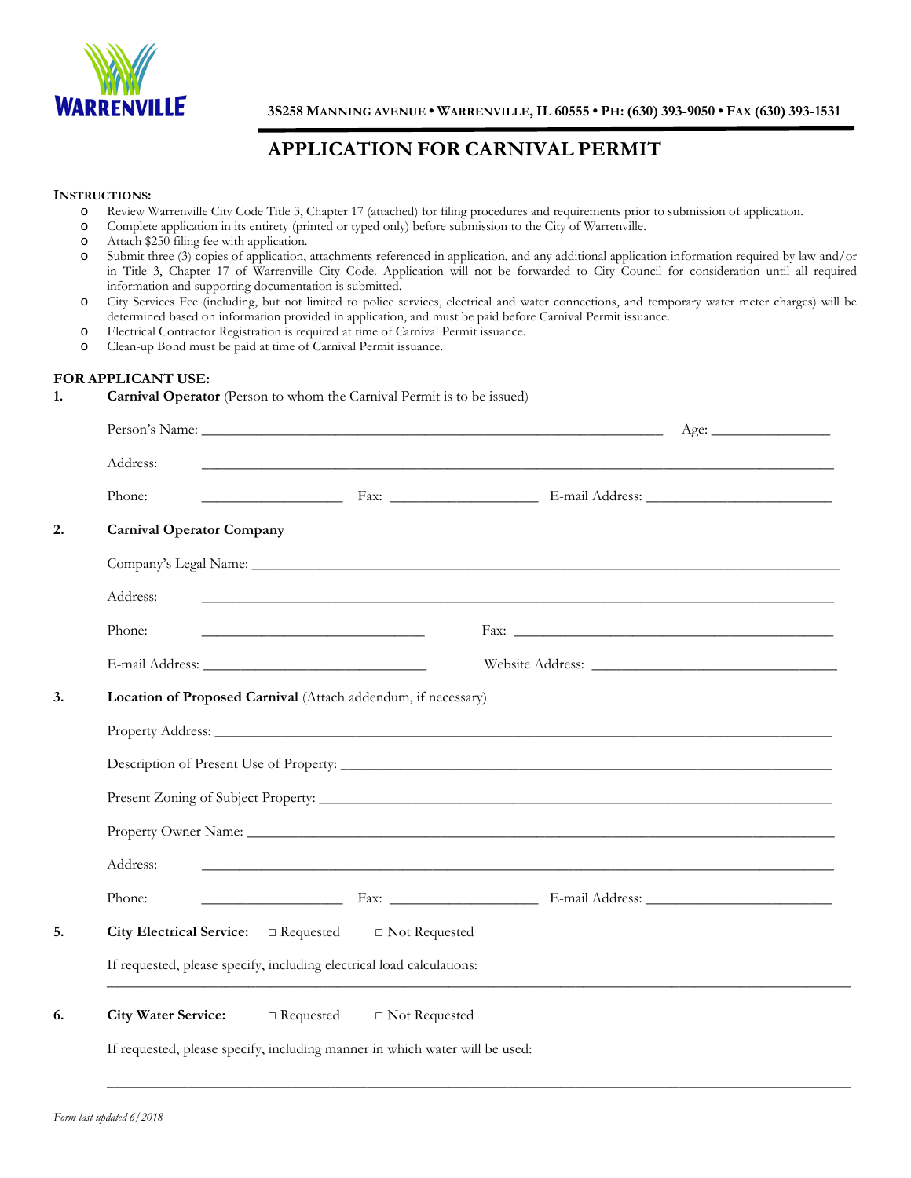WARRENVILLE

**3S258 MANNING AVENUE • WARRENVILLE, IL 60555 • PH: (630) 393-9050 • FAX (630) 393-1531**

# APPLICATION FOR CARNIVAL PERMIT

**INSTRUCTIONS:**

- Review Warrenville City Code Title 3, Chapter 17 (attached) for filing procedures and requirements prior to submission of application.
- Complete application in its entirety (printed or typed only) before submission to the City of Warrenville.
- Attach $250 filing fee with application.
- Submit three (3) copies of application, attachments referenced in application, and any additional application information required by law and/or in Title 3, Chapter 17 of Warrenville City Code. Application will not be forwarded to City Council for consideration until all required information and supporting documentation is submitted.
- City Services Fee (including, but not limited to police services, electrical and water connections, and temporary water meter charges) will be determined based on information provided in application, and must be paid before Carnival Permit issuance.
- Electrical Contractor Registration is required at time of Carnival Permit issuance.
- Clean-up Bond must be paid at time of Carnival Permit issuance.

**FOR APPLICANT USE:**

**1. Carnival Operator** (Person to whom the Carnival Permit is to be issued)

Person's Name: ____________________________________________ Age: ______________

Address: ________________________________________________________________

Phone: _______________ Fax: _______________ E-mail Address: ____________________

**2. Carnival Operator Company**

Company's Legal Name: _____________________________________________________

Address: ________________________________________________________________

Phone: _______________________ Fax: __________________________________

E-mail Address: _______________________ Website Address: ________________________

**3. Location of Proposed Carnival** (Attach addendum, if necessary)

Property Address: _________________________________________________________

Description of Present Use of Property: _______________________________________

Present Zoning of Subject Property: __________________________________________

Property Owner Name: _____________________________________________________

Address: ________________________________________________________________

Phone: _______________ Fax: _______________ E-mail Address: ____________________

**5. City Electrical Service:** □ Requested □ Not Requested

If requested, please specify, including electrical load calculations:

________________________________________________________________________

**6. City Water Service:** □ Requested □ Not Requested

If requested, please specify, including manner in which water will be used:

________________________________________________________________________

*Form last updated 6/2018*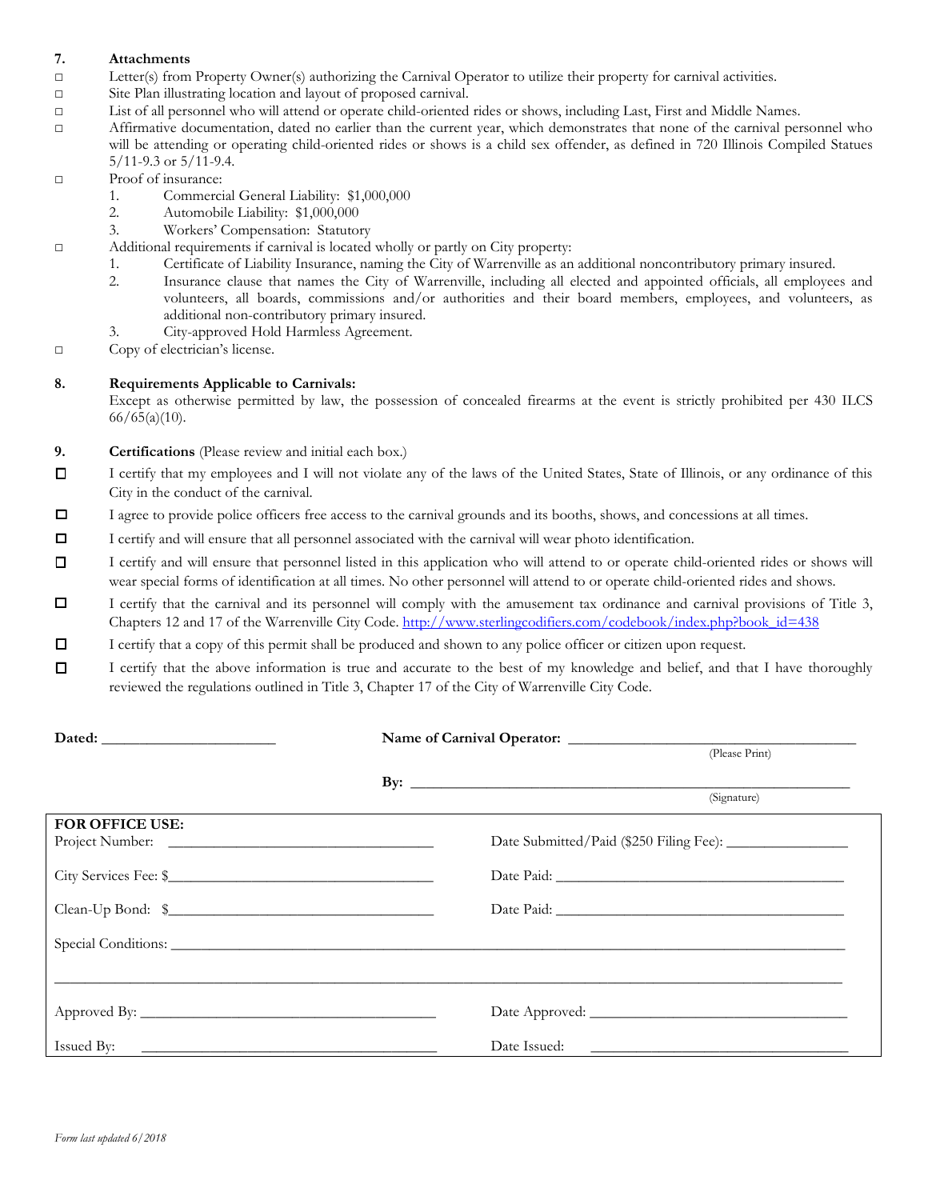**7. Attachments**

- ☐ Letter(s) from Property Owner(s) authorizing the Carnival Operator to utilize their property for carnival activities.
- ☐ Site Plan illustrating location and layout of proposed carnival.
- ☐ List of all personnel who will attend or operate child-oriented rides or shows, including Last, First and Middle Names.
- ☐ Affirmative documentation, dated no earlier than the current year, which demonstrates that none of the carnival personnel who will be attending or operating child-oriented rides or shows is a child sex offender, as defined in 720 Illinois Compiled Statues 5/11-9.3 or 5/11-9.4.
- ☐ Proof of insurance:
  1. Commercial General Liability: $1,000,000
  2. Automobile Liability: $1,000,000
  3. Workers' Compensation: Statutory
- ☐ Additional requirements if carnival is located wholly or partly on City property:
  1. Certificate of Liability Insurance, naming the City of Warrenville as an additional noncontributory primary insured.
  2. Insurance clause that names the City of Warrenville, including all elected and appointed officials, all employees and volunteers, all boards, commissions and/or authorities and their board members, employees, and volunteers, as additional non-contributory primary insured.
  3. City-approved Hold Harmless Agreement.
- ☐ Copy of electrician's license.

**8. Requirements Applicable to Carnivals:**

Except as otherwise permitted by law, the possession of concealed firearms at the event is strictly prohibited per 430 ILCS 66/65(a)(10).

**9. Certifications** (Please review and initial each box.)

- ☐ I certify that my employees and I will not violate any of the laws of the United States, State of Illinois, or any ordinance of this City in the conduct of the carnival.
- ☐ I agree to provide police officers free access to the carnival grounds and its booths, shows, and concessions at all times.
- ☐ I certify and will ensure that all personnel associated with the carnival will wear photo identification.
- ☐ I certify and will ensure that personnel listed in this application who will attend to or operate child-oriented rides or shows will wear special forms of identification at all times. No other personnel will attend to or operate child-oriented rides and shows.
- ☐ I certify that the carnival and its personnel will comply with the amusement tax ordinance and carnival provisions of Title 3, Chapters 12 and 17 of the Warrenville City Code. http://www.sterlingcodifiers.com/codebook/index.php?book_id=438
- ☐ I certify that a copy of this permit shall be produced and shown to any police officer or citizen upon request.
- ☐ I certify that the above information is true and accurate to the best of my knowledge and belief, and that I have thoroughly reviewed the regulations outlined in Title 3, Chapter 17 of the City of Warrenville City Code.

**Dated:** ______________________ **Name of Carnival Operator:** ____________________________________
(Please Print)

**By:** ______________________________________________________
(Signature)

**FOR OFFICE USE:**

Project Number: ____________________________ Date Submitted/Paid ($250 Filing Fee): ________________

City Services Fee: $____________________________ Date Paid: ____________________________

Clean-Up Bond: $____________________________ Date Paid: ____________________________

Special Conditions: ______________________________________________________________________

________________________________________________________________________________________

Approved By: ____________________________ Date Approved: ____________________________

Issued By: ____________________________ Date Issued: ____________________________

*Form last updated 6/2018*